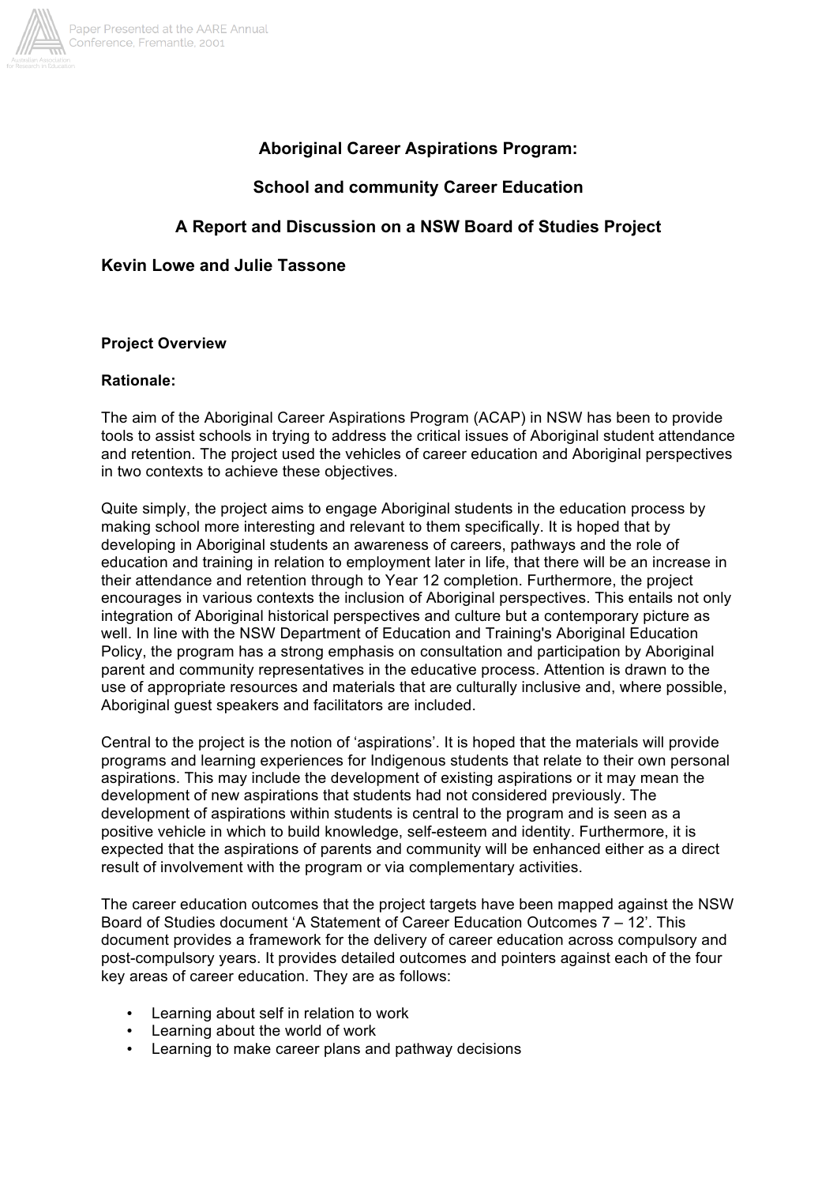# Aboriginal Career Aspirations Program:

# School and community Career Education

# A Report and Discussion on a NSW Board of Studies Project

## Kevin Lowe and Julie Tassone

### Project Overview

### Rationale:

The aim of the Aboriginal Career Aspirations Program (ACAP) in NSW has been to provide tools to assist schools in trying to address the critical issues of Aboriginal student attendance and retention. The project used the vehicles of career education and Aboriginal perspectives in two contexts to achieve these objectives.

Quite simply, the project aims to engage Aboriginal students in the education process by making school more interesting and relevant to them specifically. It is hoped that by developing in Aboriginal students an awareness of careers, pathways and the role of education and training in relation to employment later in life, that there will be an increase in their attendance and retention through to Year 12 completion. Furthermore, the project encourages in various contexts the inclusion of Aboriginal perspectives. This entails not only integration of Aboriginal historical perspectives and culture but a contemporary picture as well. In line with the NSW Department of Education and Training's Aboriginal Education Policy, the program has a strong emphasis on consultation and participation by Aboriginal parent and community representatives in the educative process. Attention is drawn to the use of appropriate resources and materials that are culturally inclusive and, where possible, Aboriginal guest speakers and facilitators are included.

Central to the project is the notion of 'aspirations'. It is hoped that the materials will provide programs and learning experiences for Indigenous students that relate to their own personal aspirations. This may include the development of existing aspirations or it may mean the development of new aspirations that students had not considered previously. The development of aspirations within students is central to the program and is seen as a positive vehicle in which to build knowledge, self-esteem and identity. Furthermore, it is expected that the aspirations of parents and community will be enhanced either as a direct result of involvement with the program or via complementary activities.

The career education outcomes that the project targets have been mapped against the NSW Board of Studies document 'A Statement of Career Education Outcomes 7 – 12'. This document provides a framework for the delivery of career education across compulsory and post-compulsory years. It provides detailed outcomes and pointers against each of the four key areas of career education. They are as follows:

- Learning about self in relation to work
- Learning about the world of work
- Learning to make career plans and pathway decisions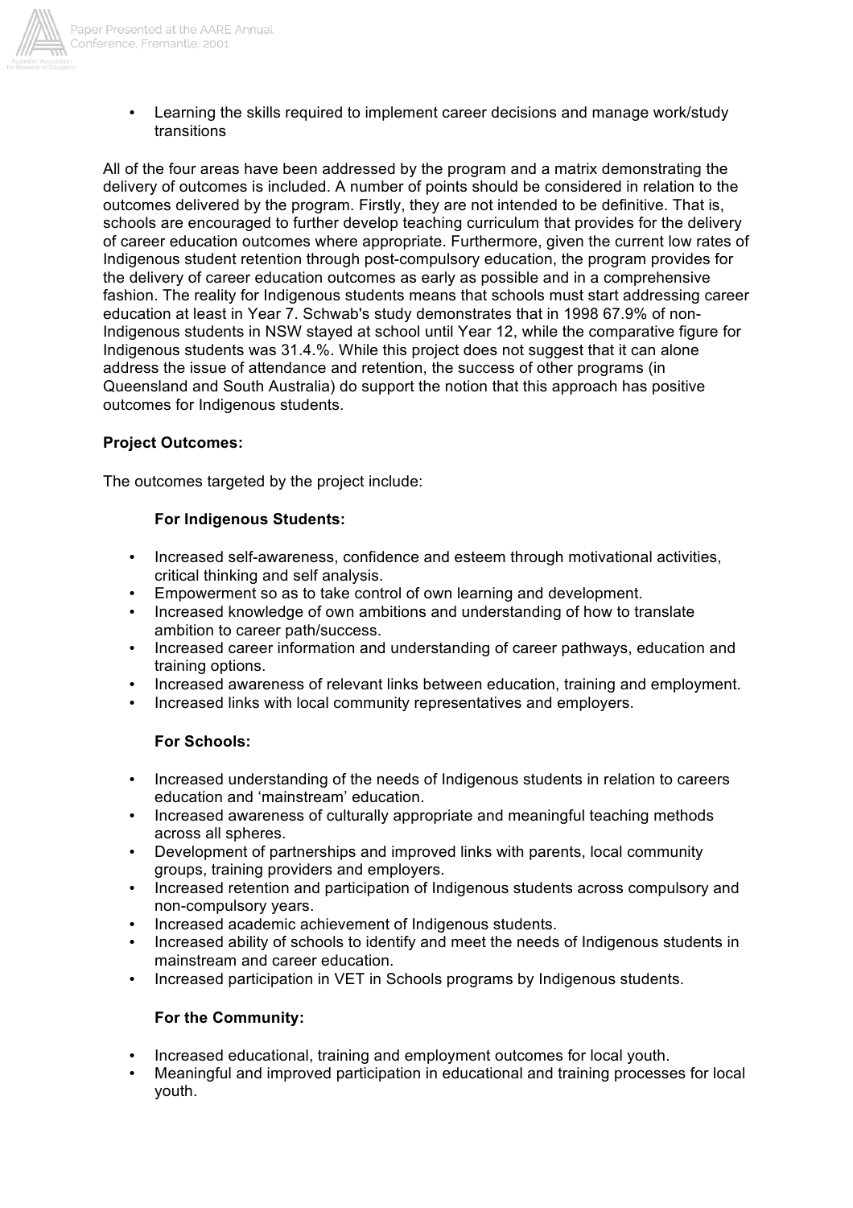- Learning the skills required to implement career decisions and manage work/study transitions

All of the four areas have been addressed by the program and a matrix demonstrating the delivery of outcomes is included. A number of points should be considered in relation to the outcomes delivered by the program. Firstly, they are not intended to be definitive. That is, schools are encouraged to further develop teaching curriculum that provides for the delivery of career education outcomes where appropriate. Furthermore, given the current low rates of Indigenous student retention through post-compulsory education, the program provides for the delivery of career education outcomes as early as possible and in a comprehensive fashion. The reality for Indigenous students means that schools must start addressing career education at least in Year 7. Schwab's study demonstrates that in 1998 67.9% of non-Indigenous students in NSW stayed at school until Year 12, while the comparative figure for Indigenous students was 31.4.%. While this project does not suggest that it can alone address the issue of attendance and retention, the success of other programs (in Queensland and South Australia) do support the notion that this approach has positive outcomes for Indigenous students.

**Project Outcomes:**

The outcomes targeted by the project include:

**For Indigenous Students:**

- Increased self-awareness, confidence and esteem through motivational activities, critical thinking and self analysis.
- Empowerment so as to take control of own learning and development.
- Increased knowledge of own ambitions and understanding of how to translate ambition to career path/success.
- Increased career information and understanding of career pathways, education and training options.
- Increased awareness of relevant links between education, training and employment.
- Increased links with local community representatives and employers.

**For Schools:**

- Increased understanding of the needs of Indigenous students in relation to careers education and 'mainstream' education.
- Increased awareness of culturally appropriate and meaningful teaching methods across all spheres.
- Development of partnerships and improved links with parents, local community groups, training providers and employers.
- Increased retention and participation of Indigenous students across compulsory and non-compulsory years.
- Increased academic achievement of Indigenous students.
- Increased ability of schools to identify and meet the needs of Indigenous students in mainstream and career education.
- Increased participation in VET in Schools programs by Indigenous students.

**For the Community:**

- Increased educational, training and employment outcomes for local youth.
- Meaningful and improved participation in educational and training processes for local youth.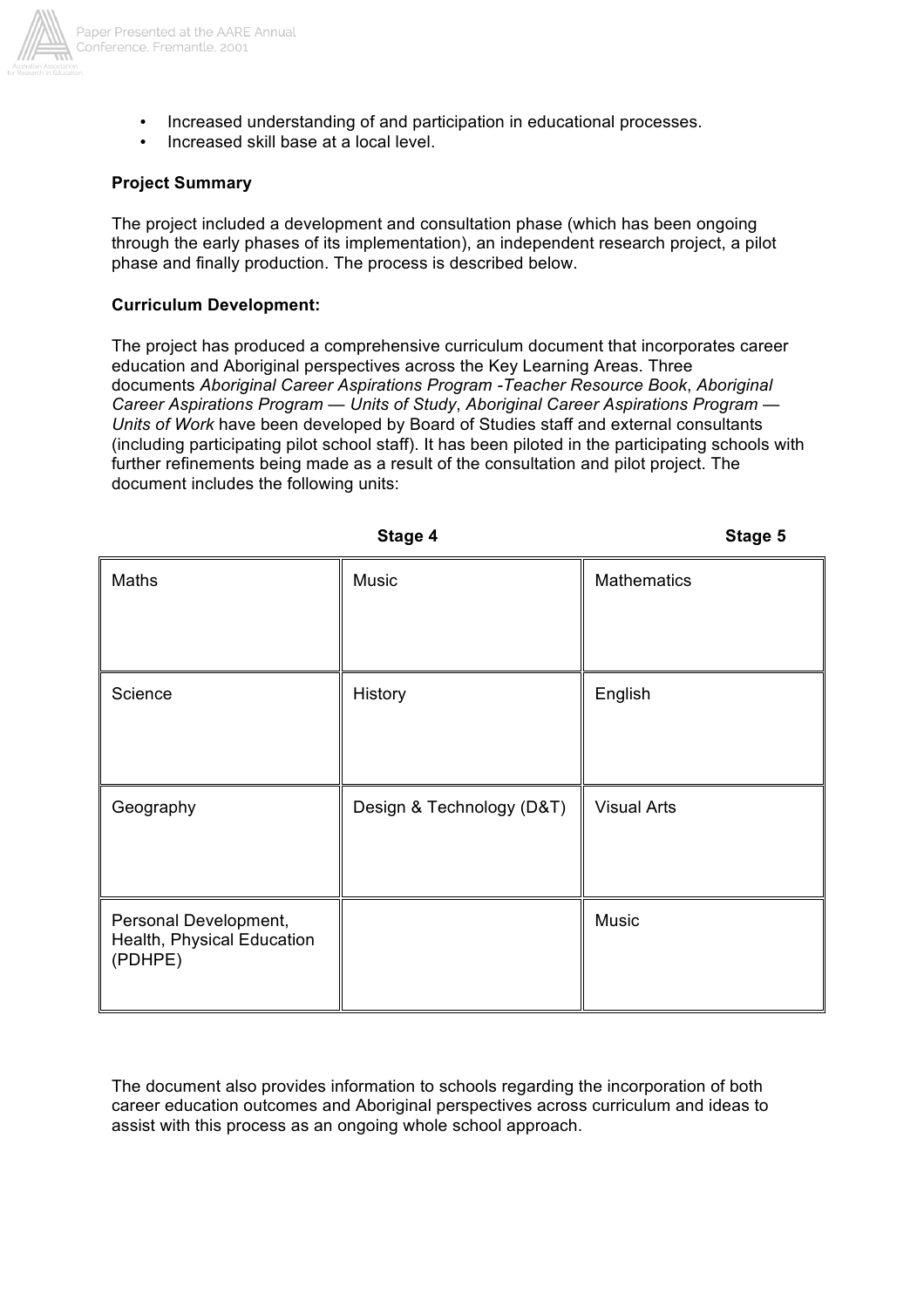- Increased understanding of and participation in educational processes.
- Increased skill base at a local level.

**Project Summary**

The project included a development and consultation phase (which has been ongoing through the early phases of its implementation), an independent research project, a pilot phase and finally production. The process is described below.

**Curriculum Development:**

The project has produced a comprehensive curriculum document that incorporates career education and Aboriginal perspectives across the Key Learning Areas. Three documents *Aboriginal Career Aspirations Program -Teacher Resource Book*, *Aboriginal Career Aspirations Program — Units of Study*, *Aboriginal Career Aspirations Program — Units of Work* have been developed by Board of Studies staff and external consultants (including participating pilot school staff). It has been piloted in the participating schools with further refinements being made as a result of the consultation and pilot project. The document includes the following units:

| Stage 4 | | Stage 5 |
| --- | --- | --- |
| Maths | Music | Mathematics |
| Science | History | English |
| Geography | Design & Technology (D&T) | Visual Arts |
| Personal Development, Health, Physical Education (PDHPE) | | Music |

The document also provides information to schools regarding the incorporation of both career education outcomes and Aboriginal perspectives across curriculum and ideas to assist with this process as an ongoing whole school approach.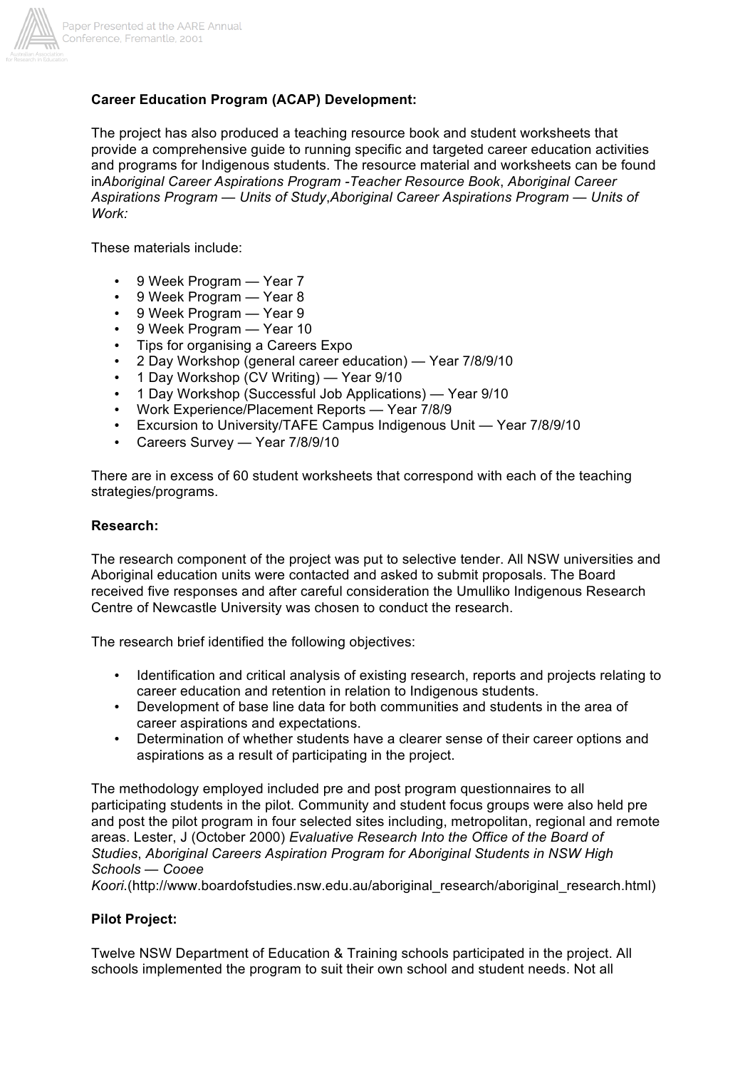**Career Education Program (ACAP) Development:**

The project has also produced a teaching resource book and student worksheets that provide a comprehensive guide to running specific and targeted career education activities and programs for Indigenous students. The resource material and worksheets can be found in*Aboriginal Career Aspirations Program -Teacher Resource Book*, *Aboriginal Career Aspirations Program — Units of Study*,*Aboriginal Career Aspirations Program — Units of Work:*

These materials include:

- 9 Week Program — Year 7
- 9 Week Program — Year 8
- 9 Week Program — Year 9
- 9 Week Program — Year 10
- Tips for organising a Careers Expo
- 2 Day Workshop (general career education) — Year 7/8/9/10
- 1 Day Workshop (CV Writing) — Year 9/10
- 1 Day Workshop (Successful Job Applications) — Year 9/10
- Work Experience/Placement Reports — Year 7/8/9
- Excursion to University/TAFE Campus Indigenous Unit — Year 7/8/9/10
- Careers Survey — Year 7/8/9/10

There are in excess of 60 student worksheets that correspond with each of the teaching strategies/programs.

**Research:**

The research component of the project was put to selective tender. All NSW universities and Aboriginal education units were contacted and asked to submit proposals. The Board received five responses and after careful consideration the Umulliko Indigenous Research Centre of Newcastle University was chosen to conduct the research.

The research brief identified the following objectives:

- Identification and critical analysis of existing research, reports and projects relating to career education and retention in relation to Indigenous students.
- Development of base line data for both communities and students in the area of career aspirations and expectations.
- Determination of whether students have a clearer sense of their career options and aspirations as a result of participating in the project.

The methodology employed included pre and post program questionnaires to all participating students in the pilot. Community and student focus groups were also held pre and post the pilot program in four selected sites including, metropolitan, regional and remote areas. Lester, J (October 2000) *Evaluative Research Into the Office of the Board of Studies*, *Aboriginal Careers Aspiration Program for Aboriginal Students in NSW High Schools — Cooee Koori.*(http://www.boardofstudies.nsw.edu.au/aboriginal_research/aboriginal_research.html)

**Pilot Project:**

Twelve NSW Department of Education & Training schools participated in the project. All schools implemented the program to suit their own school and student needs. Not all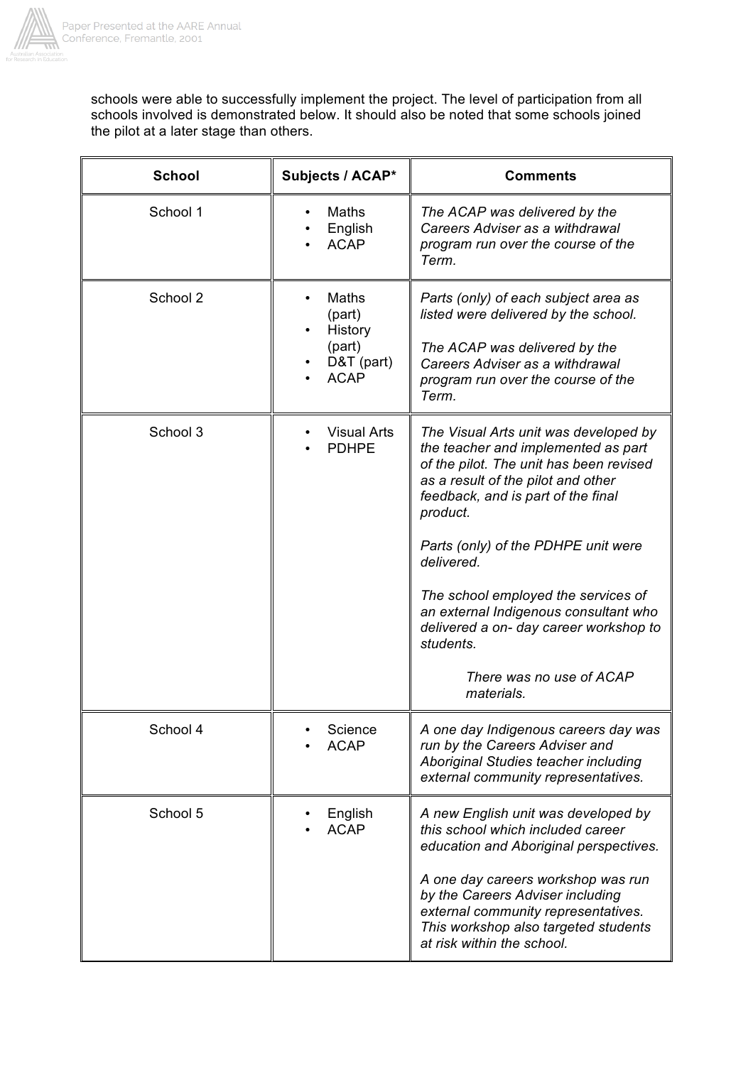schools were able to successfully implement the project. The level of participation from all schools involved is demonstrated below. It should also be noted that some schools joined the pilot at a later stage than others.

| School | Subjects / ACAP* | Comments |
|---|---|---|
| School 1 | • Maths<br>• English<br>• ACAP | *The ACAP was delivered by the Careers Adviser as a withdrawal program run over the course of the Term.* |
| School 2 | • Maths (part)<br>• History (part)<br>• D&T (part)<br>• ACAP | *Parts (only) of each subject area as listed were delivered by the school.*<br><br>*The ACAP was delivered by the Careers Adviser as a withdrawal program run over the course of the Term.* |
| School 3 | • Visual Arts<br>• PDHPE | *The Visual Arts unit was developed by the teacher and implemented as part of the pilot. The unit has been revised as a result of the pilot and other feedback, and is part of the final product.*<br><br>*Parts (only) of the PDHPE unit were delivered.*<br><br>*The school employed the services of an external Indigenous consultant who delivered a on- day career workshop to students.*<br><br>*There was no use of ACAP materials.* |
| School 4 | • Science<br>• ACAP | *A one day Indigenous careers day was run by the Careers Adviser and Aboriginal Studies teacher including external community representatives.* |
| School 5 | • English<br>• ACAP | *A new English unit was developed by this school which included career education and Aboriginal perspectives.*<br><br>*A one day careers workshop was run by the Careers Adviser including external community representatives. This workshop also targeted students at risk within the school.* |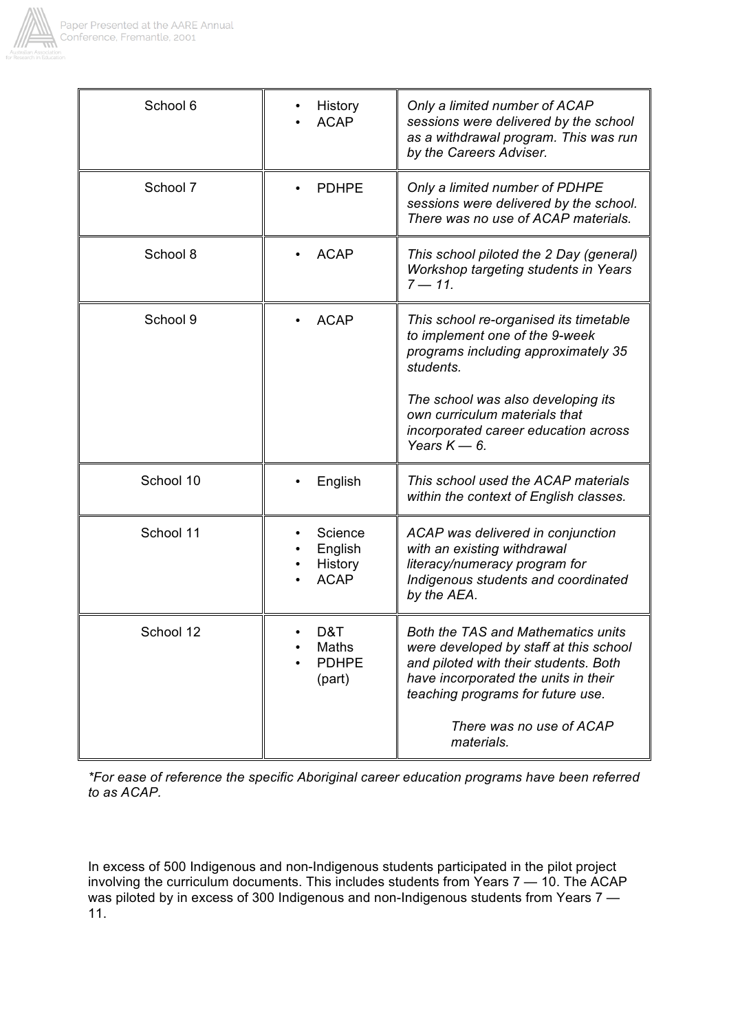| School 6 | • History<br>• ACAP | *Only a limited number of ACAP sessions were delivered by the school as a withdrawal program. This was run by the Careers Adviser.* |
|---|---|---|
| School 7 | • PDHPE | *Only a limited number of PDHPE sessions were delivered by the school. There was no use of ACAP materials.* |
| School 8 | • ACAP | *This school piloted the 2 Day (general) Workshop targeting students in Years 7 — 11.* |
| School 9 | • ACAP | *This school re-organised its timetable to implement one of the 9-week programs including approximately 35 students.*<br><br>*The school was also developing its own curriculum materials that incorporated career education across Years K — 6.* |
| School 10 | • English | *This school used the ACAP materials within the context of English classes.* |
| School 11 | • Science<br>• English<br>• History<br>• ACAP | *ACAP was delivered in conjunction with an existing withdrawal literacy/numeracy program for Indigenous students and coordinated by the AEA.* |
| School 12 | • D&T<br>• Maths<br>• PDHPE (part) | *Both the TAS and Mathematics units were developed by staff at this school and piloted with their students. Both have incorporated the units in their teaching programs for future use.*<br><br>*There was no use of ACAP materials.* |

*\*For ease of reference the specific Aboriginal career education programs have been referred to as ACAP.*

In excess of 500 Indigenous and non-Indigenous students participated in the pilot project involving the curriculum documents. This includes students from Years 7 — 10. The ACAP was piloted by in excess of 300 Indigenous and non-Indigenous students from Years 7 — 11.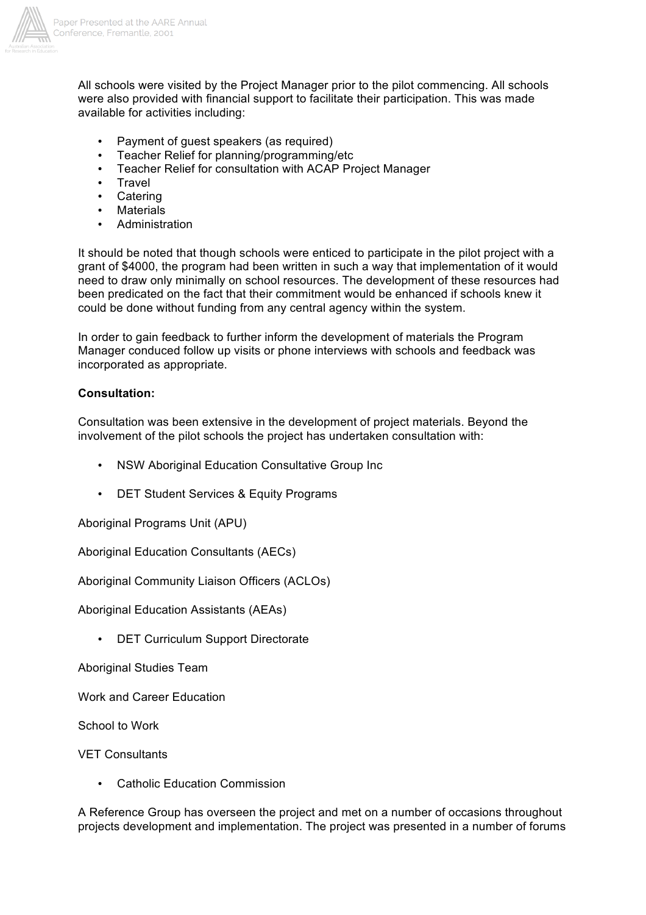All schools were visited by the Project Manager prior to the pilot commencing. All schools were also provided with financial support to facilitate their participation. This was made available for activities including:

- Payment of guest speakers (as required)
- Teacher Relief for planning/programming/etc
- Teacher Relief for consultation with ACAP Project Manager
- Travel
- Catering
- Materials
- Administration

It should be noted that though schools were enticed to participate in the pilot project with a grant of $4000, the program had been written in such a way that implementation of it would need to draw only minimally on school resources. The development of these resources had been predicated on the fact that their commitment would be enhanced if schools knew it could be done without funding from any central agency within the system.

In order to gain feedback to further inform the development of materials the Program Manager conduced follow up visits or phone interviews with schools and feedback was incorporated as appropriate.

**Consultation:**

Consultation was been extensive in the development of project materials. Beyond the involvement of the pilot schools the project has undertaken consultation with:

- NSW Aboriginal Education Consultative Group Inc

- DET Student Services & Equity Programs

Aboriginal Programs Unit (APU)

Aboriginal Education Consultants (AECs)

Aboriginal Community Liaison Officers (ACLOs)

Aboriginal Education Assistants (AEAs)

- DET Curriculum Support Directorate

Aboriginal Studies Team

Work and Career Education

School to Work

VET Consultants

- Catholic Education Commission

A Reference Group has overseen the project and met on a number of occasions throughout projects development and implementation. The project was presented in a number of forums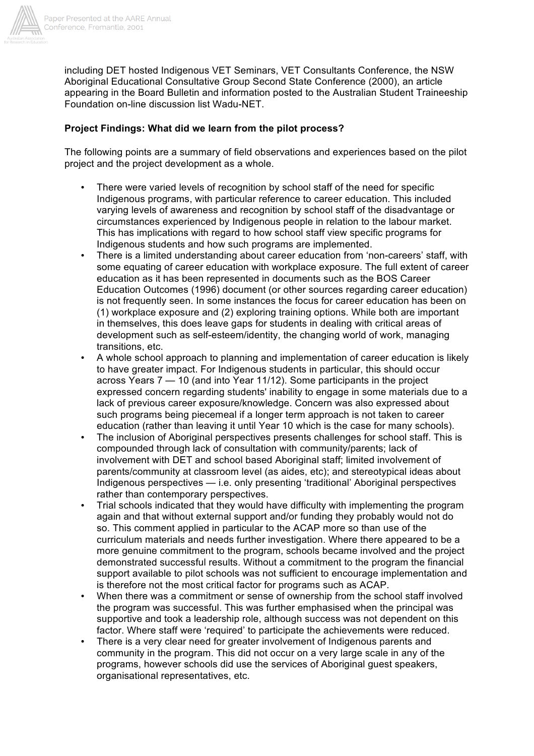including DET hosted Indigenous VET Seminars, VET Consultants Conference, the NSW Aboriginal Educational Consultative Group Second State Conference (2000), an article appearing in the Board Bulletin and information posted to the Australian Student Traineeship Foundation on-line discussion list Wadu-NET.

**Project Findings: What did we learn from the pilot process?**

The following points are a summary of field observations and experiences based on the pilot project and the project development as a whole.

- There were varied levels of recognition by school staff of the need for specific Indigenous programs, with particular reference to career education. This included varying levels of awareness and recognition by school staff of the disadvantage or circumstances experienced by Indigenous people in relation to the labour market. This has implications with regard to how school staff view specific programs for Indigenous students and how such programs are implemented.
- There is a limited understanding about career education from 'non-careers' staff, with some equating of career education with workplace exposure. The full extent of career education as it has been represented in documents such as the BOS Career Education Outcomes (1996) document (or other sources regarding career education) is not frequently seen. In some instances the focus for career education has been on (1) workplace exposure and (2) exploring training options. While both are important in themselves, this does leave gaps for students in dealing with critical areas of development such as self-esteem/identity, the changing world of work, managing transitions, etc.
- A whole school approach to planning and implementation of career education is likely to have greater impact. For Indigenous students in particular, this should occur across Years 7 — 10 (and into Year 11/12). Some participants in the project expressed concern regarding students' inability to engage in some materials due to a lack of previous career exposure/knowledge. Concern was also expressed about such programs being piecemeal if a longer term approach is not taken to career education (rather than leaving it until Year 10 which is the case for many schools).
- The inclusion of Aboriginal perspectives presents challenges for school staff. This is compounded through lack of consultation with community/parents; lack of involvement with DET and school based Aboriginal staff; limited involvement of parents/community at classroom level (as aides, etc); and stereotypical ideas about Indigenous perspectives — i.e. only presenting 'traditional' Aboriginal perspectives rather than contemporary perspectives.
- Trial schools indicated that they would have difficulty with implementing the program again and that without external support and/or funding they probably would not do so. This comment applied in particular to the ACAP more so than use of the curriculum materials and needs further investigation. Where there appeared to be a more genuine commitment to the program, schools became involved and the project demonstrated successful results. Without a commitment to the program the financial support available to pilot schools was not sufficient to encourage implementation and is therefore not the most critical factor for programs such as ACAP.
- When there was a commitment or sense of ownership from the school staff involved the program was successful. This was further emphasised when the principal was supportive and took a leadership role, although success was not dependent on this factor. Where staff were 'required' to participate the achievements were reduced.
- There is a very clear need for greater involvement of Indigenous parents and community in the program. This did not occur on a very large scale in any of the programs, however schools did use the services of Aboriginal guest speakers, organisational representatives, etc.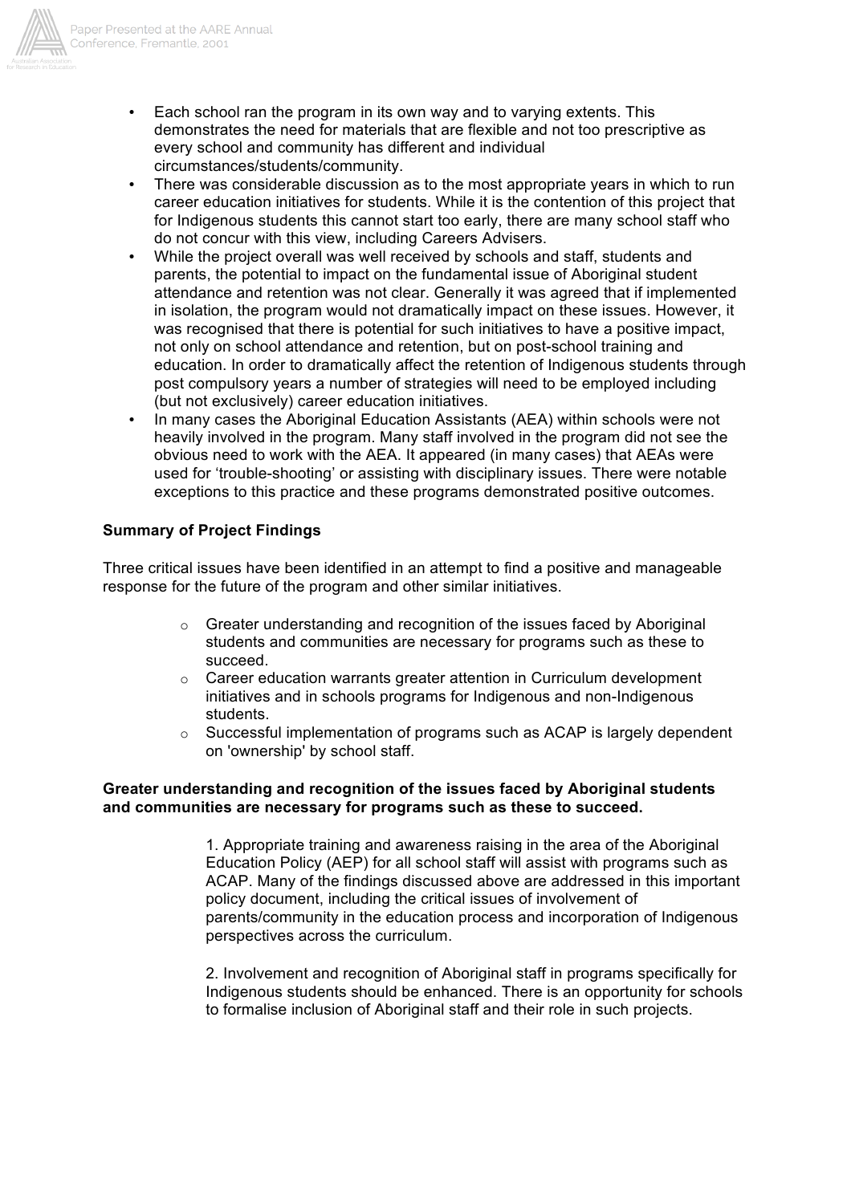- Each school ran the program in its own way and to varying extents. This demonstrates the need for materials that are flexible and not too prescriptive as every school and community has different and individual circumstances/students/community.
- There was considerable discussion as to the most appropriate years in which to run career education initiatives for students. While it is the contention of this project that for Indigenous students this cannot start too early, there are many school staff who do not concur with this view, including Careers Advisers.
- While the project overall was well received by schools and staff, students and parents, the potential to impact on the fundamental issue of Aboriginal student attendance and retention was not clear. Generally it was agreed that if implemented in isolation, the program would not dramatically impact on these issues. However, it was recognised that there is potential for such initiatives to have a positive impact, not only on school attendance and retention, but on post-school training and education. In order to dramatically affect the retention of Indigenous students through post compulsory years a number of strategies will need to be employed including (but not exclusively) career education initiatives.
- In many cases the Aboriginal Education Assistants (AEA) within schools were not heavily involved in the program. Many staff involved in the program did not see the obvious need to work with the AEA. It appeared (in many cases) that AEAs were used for 'trouble-shooting' or assisting with disciplinary issues. There were notable exceptions to this practice and these programs demonstrated positive outcomes.

**Summary of Project Findings**

Three critical issues have been identified in an attempt to find a positive and manageable response for the future of the program and other similar initiatives.

- Greater understanding and recognition of the issues faced by Aboriginal students and communities are necessary for programs such as these to succeed.
- Career education warrants greater attention in Curriculum development initiatives and in schools programs for Indigenous and non-Indigenous students.
- Successful implementation of programs such as ACAP is largely dependent on 'ownership' by school staff.

**Greater understanding and recognition of the issues faced by Aboriginal students and communities are necessary for programs such as these to succeed.**

1. Appropriate training and awareness raising in the area of the Aboriginal Education Policy (AEP) for all school staff will assist with programs such as ACAP. Many of the findings discussed above are addressed in this important policy document, including the critical issues of involvement of parents/community in the education process and incorporation of Indigenous perspectives across the curriculum.

2. Involvement and recognition of Aboriginal staff in programs specifically for Indigenous students should be enhanced. There is an opportunity for schools to formalise inclusion of Aboriginal staff and their role in such projects.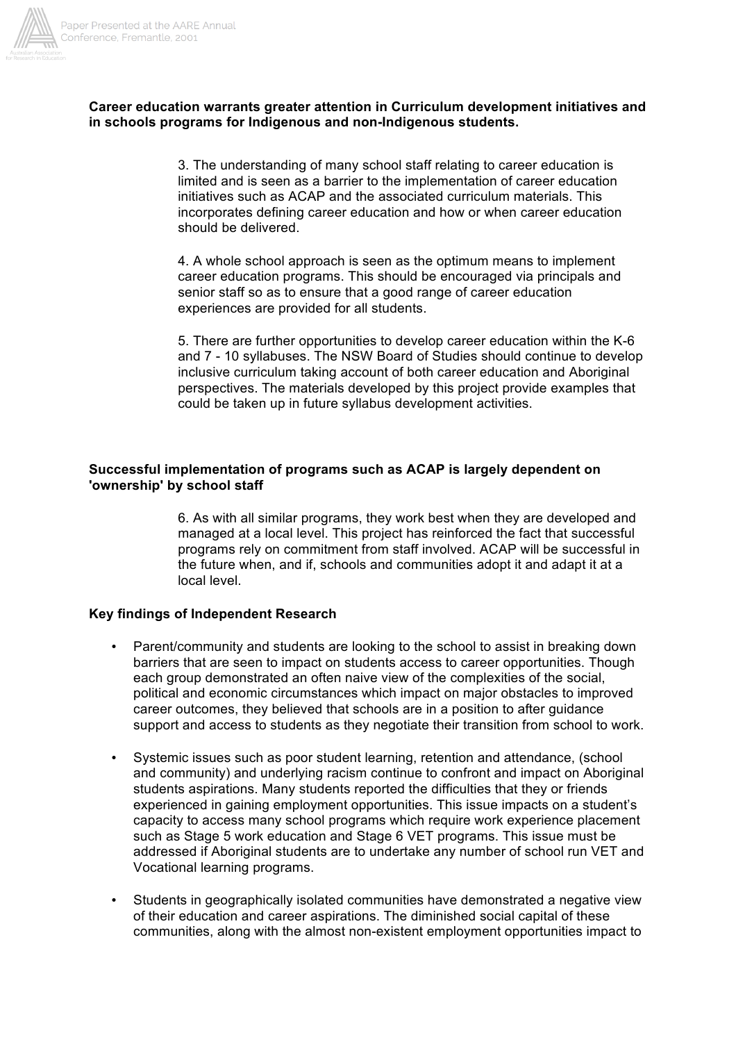**Career education warrants greater attention in Curriculum development initiatives and in schools programs for Indigenous and non-Indigenous students.**

3. The understanding of many school staff relating to career education is limited and is seen as a barrier to the implementation of career education initiatives such as ACAP and the associated curriculum materials. This incorporates defining career education and how or when career education should be delivered.

4. A whole school approach is seen as the optimum means to implement career education programs. This should be encouraged via principals and senior staff so as to ensure that a good range of career education experiences are provided for all students.

5. There are further opportunities to develop career education within the K-6 and 7 - 10 syllabuses. The NSW Board of Studies should continue to develop inclusive curriculum taking account of both career education and Aboriginal perspectives. The materials developed by this project provide examples that could be taken up in future syllabus development activities.

**Successful implementation of programs such as ACAP is largely dependent on 'ownership' by school staff**

6. As with all similar programs, they work best when they are developed and managed at a local level. This project has reinforced the fact that successful programs rely on commitment from staff involved. ACAP will be successful in the future when, and if, schools and communities adopt it and adapt it at a local level.

**Key findings of Independent Research**

- Parent/community and students are looking to the school to assist in breaking down barriers that are seen to impact on students access to career opportunities. Though each group demonstrated an often naive view of the complexities of the social, political and economic circumstances which impact on major obstacles to improved career outcomes, they believed that schools are in a position to after guidance support and access to students as they negotiate their transition from school to work.

- Systemic issues such as poor student learning, retention and attendance, (school and community) and underlying racism continue to confront and impact on Aboriginal students aspirations. Many students reported the difficulties that they or friends experienced in gaining employment opportunities. This issue impacts on a student's capacity to access many school programs which require work experience placement such as Stage 5 work education and Stage 6 VET programs. This issue must be addressed if Aboriginal students are to undertake any number of school run VET and Vocational learning programs.

- Students in geographically isolated communities have demonstrated a negative view of their education and career aspirations. The diminished social capital of these communities, along with the almost non-existent employment opportunities impact to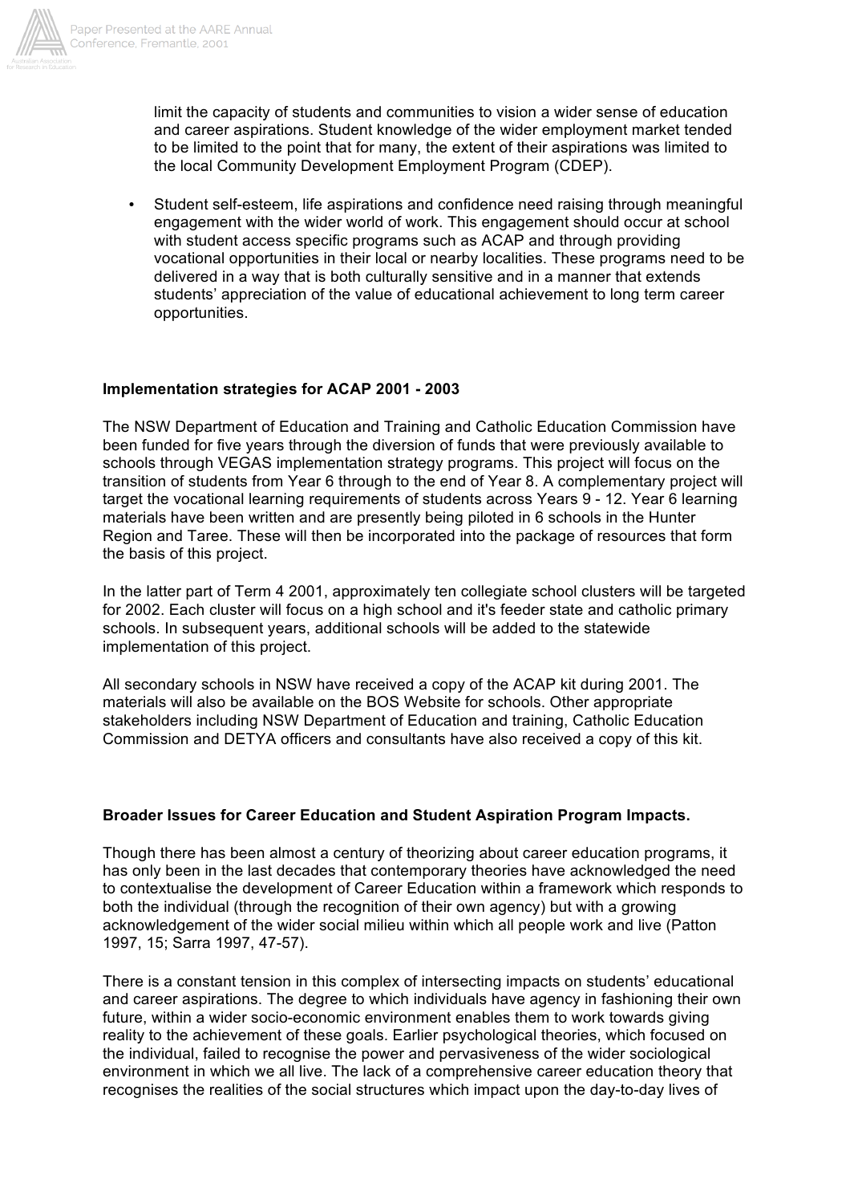limit the capacity of students and communities to vision a wider sense of education and career aspirations. Student knowledge of the wider employment market tended to be limited to the point that for many, the extent of their aspirations was limited to the local Community Development Employment Program (CDEP).

- Student self-esteem, life aspirations and confidence need raising through meaningful engagement with the wider world of work. This engagement should occur at school with student access specific programs such as ACAP and through providing vocational opportunities in their local or nearby localities. These programs need to be delivered in a way that is both culturally sensitive and in a manner that extends students' appreciation of the value of educational achievement to long term career opportunities.

**Implementation strategies for ACAP 2001 - 2003**

The NSW Department of Education and Training and Catholic Education Commission have been funded for five years through the diversion of funds that were previously available to schools through VEGAS implementation strategy programs. This project will focus on the transition of students from Year 6 through to the end of Year 8. A complementary project will target the vocational learning requirements of students across Years 9 - 12. Year 6 learning materials have been written and are presently being piloted in 6 schools in the Hunter Region and Taree. These will then be incorporated into the package of resources that form the basis of this project.

In the latter part of Term 4 2001, approximately ten collegiate school clusters will be targeted for 2002. Each cluster will focus on a high school and it's feeder state and catholic primary schools. In subsequent years, additional schools will be added to the statewide implementation of this project.

All secondary schools in NSW have received a copy of the ACAP kit during 2001. The materials will also be available on the BOS Website for schools. Other appropriate stakeholders including NSW Department of Education and training, Catholic Education Commission and DETYA officers and consultants have also received a copy of this kit.

**Broader Issues for Career Education and Student Aspiration Program Impacts.**

Though there has been almost a century of theorizing about career education programs, it has only been in the last decades that contemporary theories have acknowledged the need to contextualise the development of Career Education within a framework which responds to both the individual (through the recognition of their own agency) but with a growing acknowledgement of the wider social milieu within which all people work and live (Patton 1997, 15; Sarra 1997, 47-57).

There is a constant tension in this complex of intersecting impacts on students' educational and career aspirations. The degree to which individuals have agency in fashioning their own future, within a wider socio-economic environment enables them to work towards giving reality to the achievement of these goals. Earlier psychological theories, which focused on the individual, failed to recognise the power and pervasiveness of the wider sociological environment in which we all live. The lack of a comprehensive career education theory that recognises the realities of the social structures which impact upon the day-to-day lives of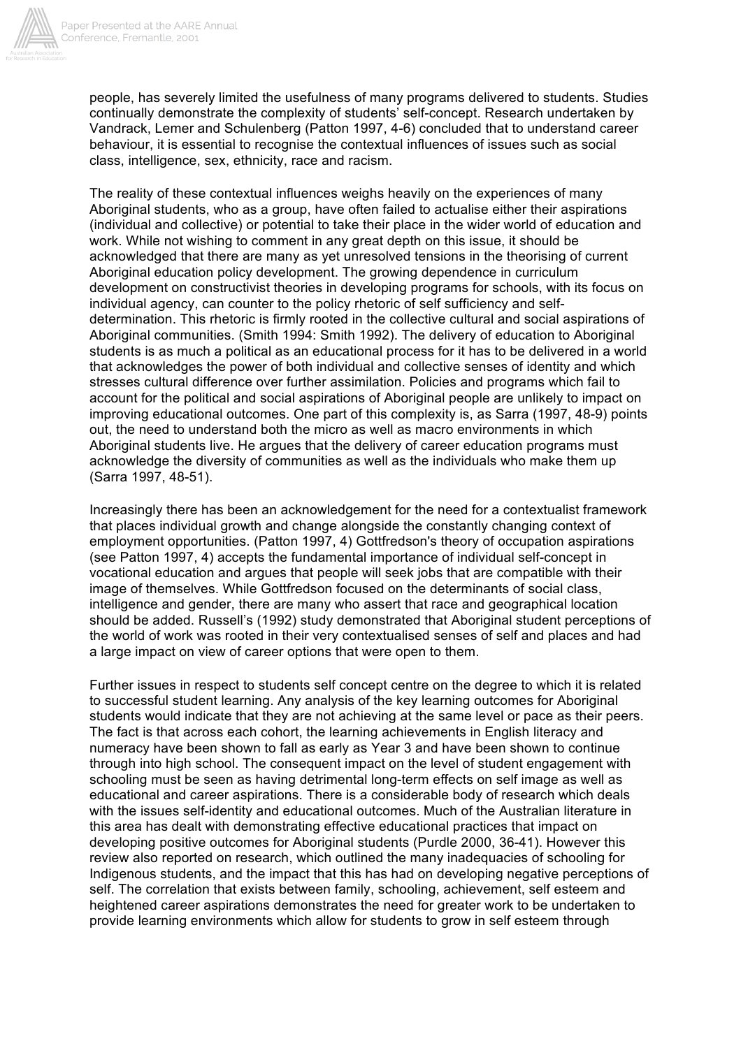people, has severely limited the usefulness of many programs delivered to students. Studies continually demonstrate the complexity of students' self-concept. Research undertaken by Vandrack, Lemer and Schulenberg (Patton 1997, 4-6) concluded that to understand career behaviour, it is essential to recognise the contextual influences of issues such as social class, intelligence, sex, ethnicity, race and racism.

The reality of these contextual influences weighs heavily on the experiences of many Aboriginal students, who as a group, have often failed to actualise either their aspirations (individual and collective) or potential to take their place in the wider world of education and work. While not wishing to comment in any great depth on this issue, it should be acknowledged that there are many as yet unresolved tensions in the theorising of current Aboriginal education policy development. The growing dependence in curriculum development on constructivist theories in developing programs for schools, with its focus on individual agency, can counter to the policy rhetoric of self sufficiency and self-determination. This rhetoric is firmly rooted in the collective cultural and social aspirations of Aboriginal communities. (Smith 1994: Smith 1992). The delivery of education to Aboriginal students is as much a political as an educational process for it has to be delivered in a world that acknowledges the power of both individual and collective senses of identity and which stresses cultural difference over further assimilation. Policies and programs which fail to account for the political and social aspirations of Aboriginal people are unlikely to impact on improving educational outcomes. One part of this complexity is, as Sarra (1997, 48-9) points out, the need to understand both the micro as well as macro environments in which Aboriginal students live. He argues that the delivery of career education programs must acknowledge the diversity of communities as well as the individuals who make them up (Sarra 1997, 48-51).

Increasingly there has been an acknowledgement for the need for a contextualist framework that places individual growth and change alongside the constantly changing context of employment opportunities. (Patton 1997, 4) Gottfredson's theory of occupation aspirations (see Patton 1997, 4) accepts the fundamental importance of individual self-concept in vocational education and argues that people will seek jobs that are compatible with their image of themselves. While Gottfredson focused on the determinants of social class, intelligence and gender, there are many who assert that race and geographical location should be added. Russell's (1992) study demonstrated that Aboriginal student perceptions of the world of work was rooted in their very contextualised senses of self and places and had a large impact on view of career options that were open to them.

Further issues in respect to students self concept centre on the degree to which it is related to successful student learning. Any analysis of the key learning outcomes for Aboriginal students would indicate that they are not achieving at the same level or pace as their peers. The fact is that across each cohort, the learning achievements in English literacy and numeracy have been shown to fall as early as Year 3 and have been shown to continue through into high school. The consequent impact on the level of student engagement with schooling must be seen as having detrimental long-term effects on self image as well as educational and career aspirations. There is a considerable body of research which deals with the issues self-identity and educational outcomes. Much of the Australian literature in this area has dealt with demonstrating effective educational practices that impact on developing positive outcomes for Aboriginal students (Purdle 2000, 36-41). However this review also reported on research, which outlined the many inadequacies of schooling for Indigenous students, and the impact that this has had on developing negative perceptions of self. The correlation that exists between family, schooling, achievement, self esteem and heightened career aspirations demonstrates the need for greater work to be undertaken to provide learning environments which allow for students to grow in self esteem through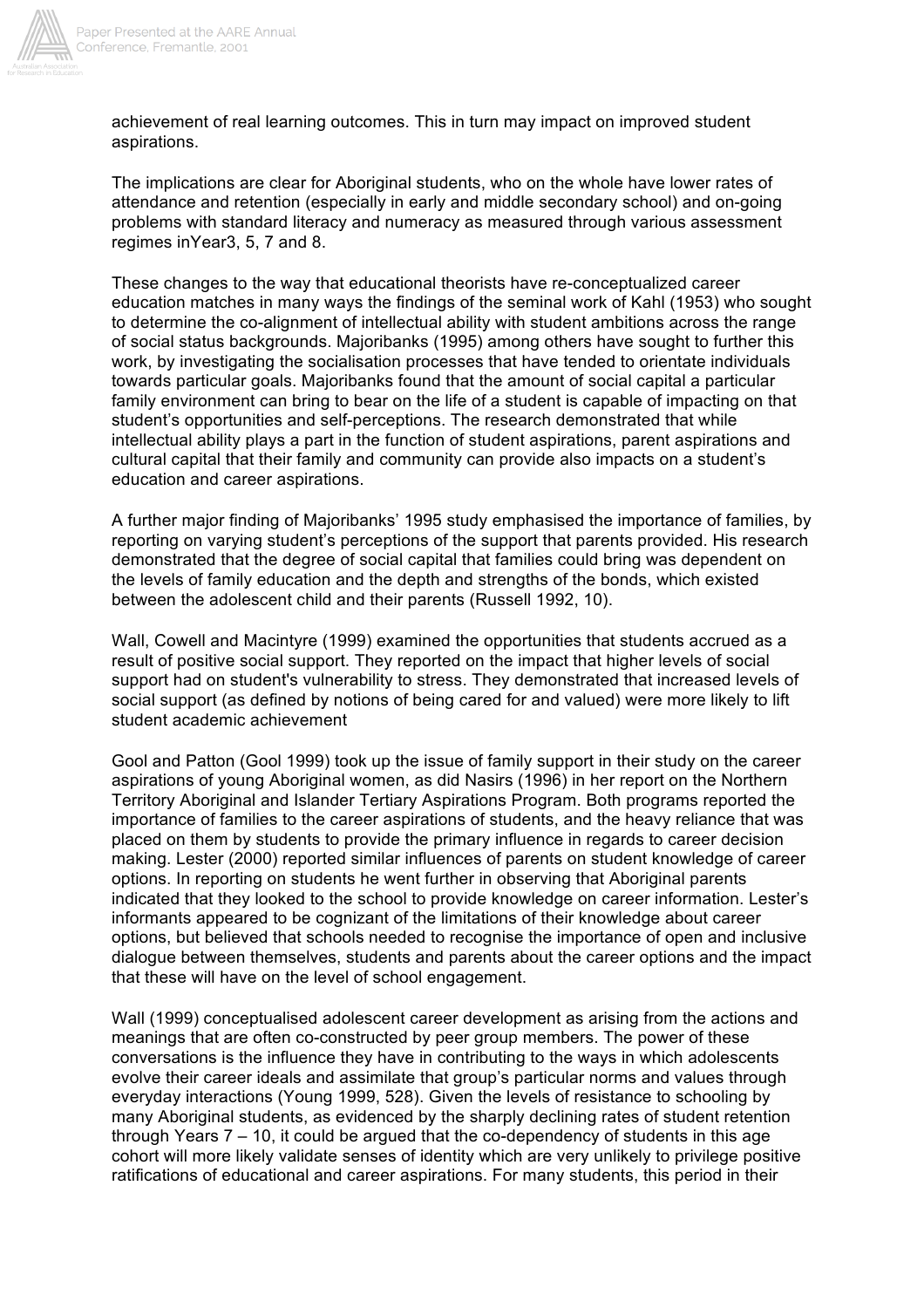achievement of real learning outcomes. This in turn may impact on improved student aspirations.

The implications are clear for Aboriginal students, who on the whole have lower rates of attendance and retention (especially in early and middle secondary school) and on-going problems with standard literacy and numeracy as measured through various assessment regimes inYear3, 5, 7 and 8.

These changes to the way that educational theorists have re-conceptualized career education matches in many ways the findings of the seminal work of Kahl (1953) who sought to determine the co-alignment of intellectual ability with student ambitions across the range of social status backgrounds. Majoribanks (1995) among others have sought to further this work, by investigating the socialisation processes that have tended to orientate individuals towards particular goals. Majoribanks found that the amount of social capital a particular family environment can bring to bear on the life of a student is capable of impacting on that student's opportunities and self-perceptions. The research demonstrated that while intellectual ability plays a part in the function of student aspirations, parent aspirations and cultural capital that their family and community can provide also impacts on a student's education and career aspirations.

A further major finding of Majoribanks' 1995 study emphasised the importance of families, by reporting on varying student's perceptions of the support that parents provided. His research demonstrated that the degree of social capital that families could bring was dependent on the levels of family education and the depth and strengths of the bonds, which existed between the adolescent child and their parents (Russell 1992, 10).

Wall, Cowell and Macintyre (1999) examined the opportunities that students accrued as a result of positive social support. They reported on the impact that higher levels of social support had on student's vulnerability to stress. They demonstrated that increased levels of social support (as defined by notions of being cared for and valued) were more likely to lift student academic achievement

Gool and Patton (Gool 1999) took up the issue of family support in their study on the career aspirations of young Aboriginal women, as did Nasirs (1996) in her report on the Northern Territory Aboriginal and Islander Tertiary Aspirations Program. Both programs reported the importance of families to the career aspirations of students, and the heavy reliance that was placed on them by students to provide the primary influence in regards to career decision making. Lester (2000) reported similar influences of parents on student knowledge of career options. In reporting on students he went further in observing that Aboriginal parents indicated that they looked to the school to provide knowledge on career information. Lester's informants appeared to be cognizant of the limitations of their knowledge about career options, but believed that schools needed to recognise the importance of open and inclusive dialogue between themselves, students and parents about the career options and the impact that these will have on the level of school engagement.

Wall (1999) conceptualised adolescent career development as arising from the actions and meanings that are often co-constructed by peer group members. The power of these conversations is the influence they have in contributing to the ways in which adolescents evolve their career ideals and assimilate that group's particular norms and values through everyday interactions (Young 1999, 528). Given the levels of resistance to schooling by many Aboriginal students, as evidenced by the sharply declining rates of student retention through Years 7 – 10, it could be argued that the co-dependency of students in this age cohort will more likely validate senses of identity which are very unlikely to privilege positive ratifications of educational and career aspirations. For many students, this period in their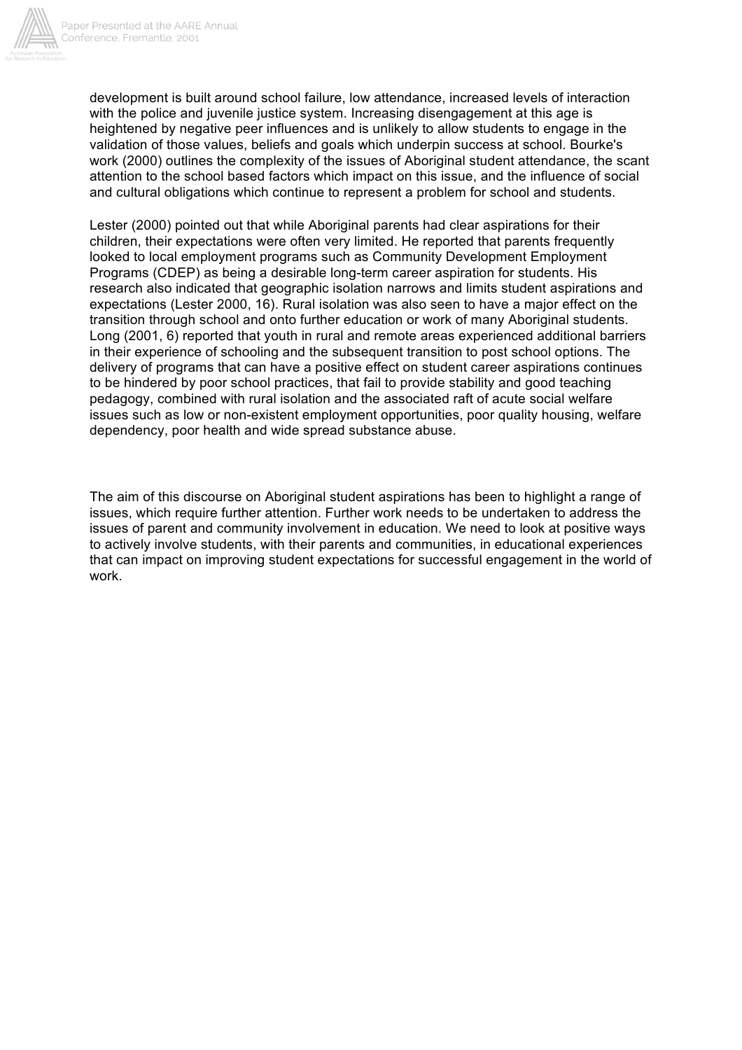development is built around school failure, low attendance, increased levels of interaction with the police and juvenile justice system. Increasing disengagement at this age is heightened by negative peer influences and is unlikely to allow students to engage in the validation of those values, beliefs and goals which underpin success at school. Bourke's work (2000) outlines the complexity of the issues of Aboriginal student attendance, the scant attention to the school based factors which impact on this issue, and the influence of social and cultural obligations which continue to represent a problem for school and students.

Lester (2000) pointed out that while Aboriginal parents had clear aspirations for their children, their expectations were often very limited. He reported that parents frequently looked to local employment programs such as Community Development Employment Programs (CDEP) as being a desirable long-term career aspiration for students. His research also indicated that geographic isolation narrows and limits student aspirations and expectations (Lester 2000, 16). Rural isolation was also seen to have a major effect on the transition through school and onto further education or work of many Aboriginal students. Long (2001, 6) reported that youth in rural and remote areas experienced additional barriers in their experience of schooling and the subsequent transition to post school options. The delivery of programs that can have a positive effect on student career aspirations continues to be hindered by poor school practices, that fail to provide stability and good teaching pedagogy, combined with rural isolation and the associated raft of acute social welfare issues such as low or non-existent employment opportunities, poor quality housing, welfare dependency, poor health and wide spread substance abuse.

The aim of this discourse on Aboriginal student aspirations has been to highlight a range of issues, which require further attention. Further work needs to be undertaken to address the issues of parent and community involvement in education. We need to look at positive ways to actively involve students, with their parents and communities, in educational experiences that can impact on improving student expectations for successful engagement in the world of work.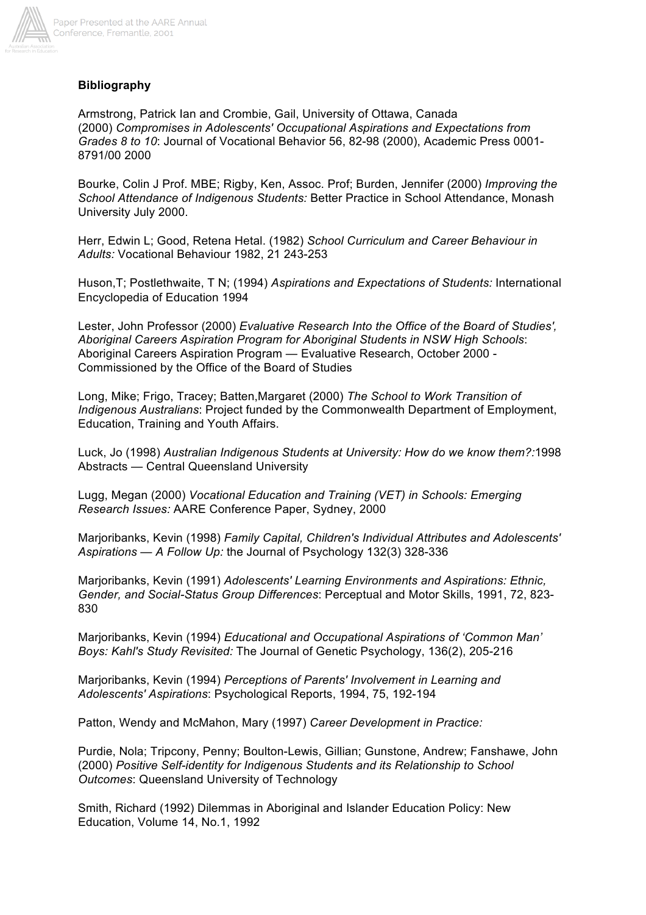**Bibliography**

Armstrong, Patrick Ian and Crombie, Gail, University of Ottawa, Canada (2000) *Compromises in Adolescents' Occupational Aspirations and Expectations from Grades 8 to 10*: Journal of Vocational Behavior 56, 82-98 (2000), Academic Press 0001-8791/00 2000

Bourke, Colin J Prof. MBE; Rigby, Ken, Assoc. Prof; Burden, Jennifer (2000) *Improving the School Attendance of Indigenous Students:* Better Practice in School Attendance, Monash University July 2000.

Herr, Edwin L; Good, Retena Hetal. (1982) *School Curriculum and Career Behaviour in Adults:* Vocational Behaviour 1982, 21 243-253

Huson,T; Postlethwaite, T N; (1994) *Aspirations and Expectations of Students:* International Encyclopedia of Education 1994

Lester, John Professor (2000) *Evaluative Research Into the Office of the Board of Studies', Aboriginal Careers Aspiration Program for Aboriginal Students in NSW High Schools*: Aboriginal Careers Aspiration Program — Evaluative Research, October 2000 - Commissioned by the Office of the Board of Studies

Long, Mike; Frigo, Tracey; Batten,Margaret (2000) *The School to Work Transition of Indigenous Australians*: Project funded by the Commonwealth Department of Employment, Education, Training and Youth Affairs.

Luck, Jo (1998) *Australian Indigenous Students at University: How do we know them?:*1998 Abstracts — Central Queensland University

Lugg, Megan (2000) *Vocational Education and Training (VET) in Schools: Emerging Research Issues:* AARE Conference Paper, Sydney, 2000

Marjoribanks, Kevin (1998) *Family Capital, Children's Individual Attributes and Adolescents' Aspirations — A Follow Up:* the Journal of Psychology 132(3) 328-336

Marjoribanks, Kevin (1991) *Adolescents' Learning Environments and Aspirations: Ethnic, Gender, and Social-Status Group Differences*: Perceptual and Motor Skills, 1991, 72, 823-830

Marjoribanks, Kevin (1994) *Educational and Occupational Aspirations of 'Common Man' Boys: Kahl's Study Revisited:* The Journal of Genetic Psychology, 136(2), 205-216

Marjoribanks, Kevin (1994) *Perceptions of Parents' Involvement in Learning and Adolescents' Aspirations*: Psychological Reports, 1994, 75, 192-194

Patton, Wendy and McMahon, Mary (1997) *Career Development in Practice:*

Purdie, Nola; Tripcony, Penny; Boulton-Lewis, Gillian; Gunstone, Andrew; Fanshawe, John (2000) *Positive Self-identity for Indigenous Students and its Relationship to School Outcomes*: Queensland University of Technology

Smith, Richard (1992) Dilemmas in Aboriginal and Islander Education Policy: New Education, Volume 14, No.1, 1992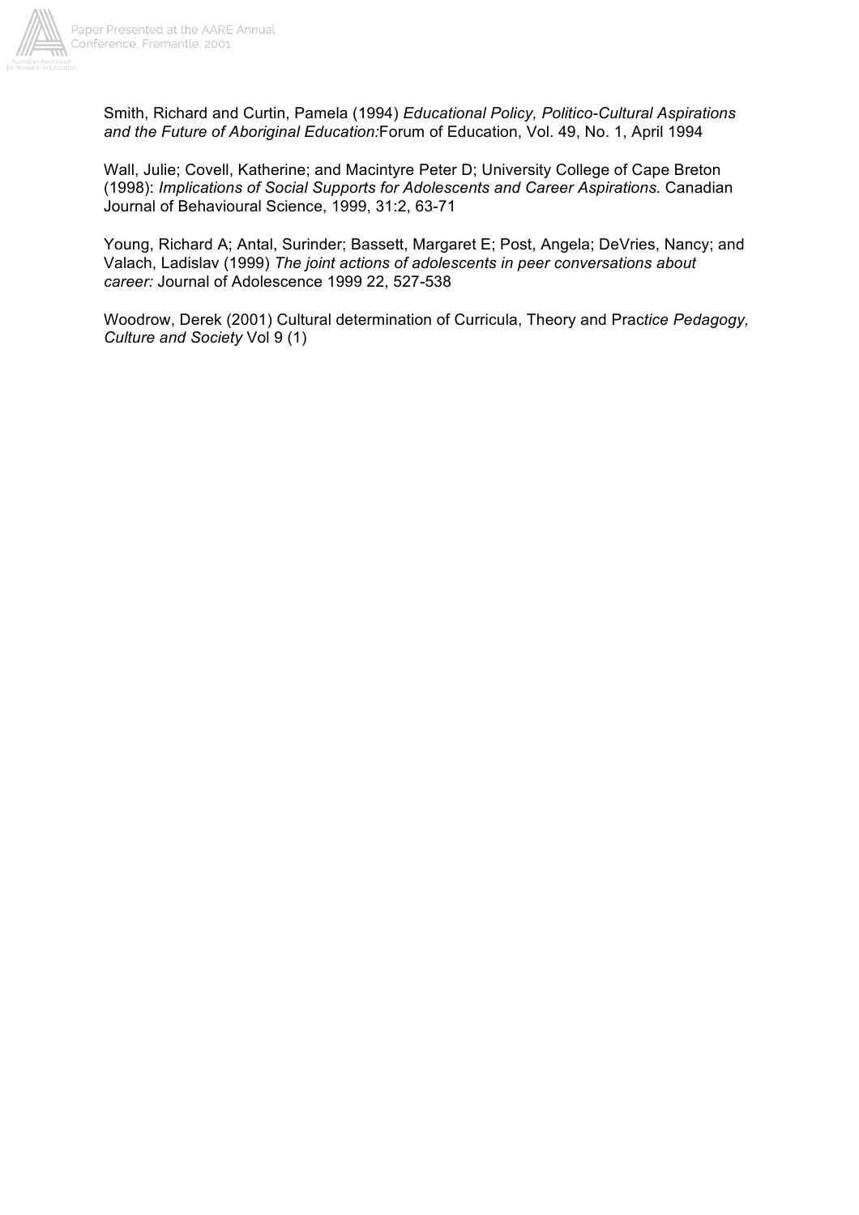Smith, Richard and Curtin, Pamela (1994) *Educational Policy, Politico-Cultural Aspirations and the Future of Aboriginal Education:*Forum of Education, Vol. 49, No. 1, April 1994

Wall, Julie; Covell, Katherine; and Macintyre Peter D; University College of Cape Breton (1998): *Implications of Social Supports for Adolescents and Career Aspirations.* Canadian Journal of Behavioural Science, 1999, 31:2, 63-71

Young, Richard A; Antal, Surinder; Bassett, Margaret E; Post, Angela; DeVries, Nancy; and Valach, Ladislav (1999) *The joint actions of adolescents in peer conversations about career:* Journal of Adolescence 1999 22, 527-538

Woodrow, Derek (2001) Cultural determination of Curricula, Theory and Prac*tice Pedagogy, Culture and Society* Vol 9 (1)